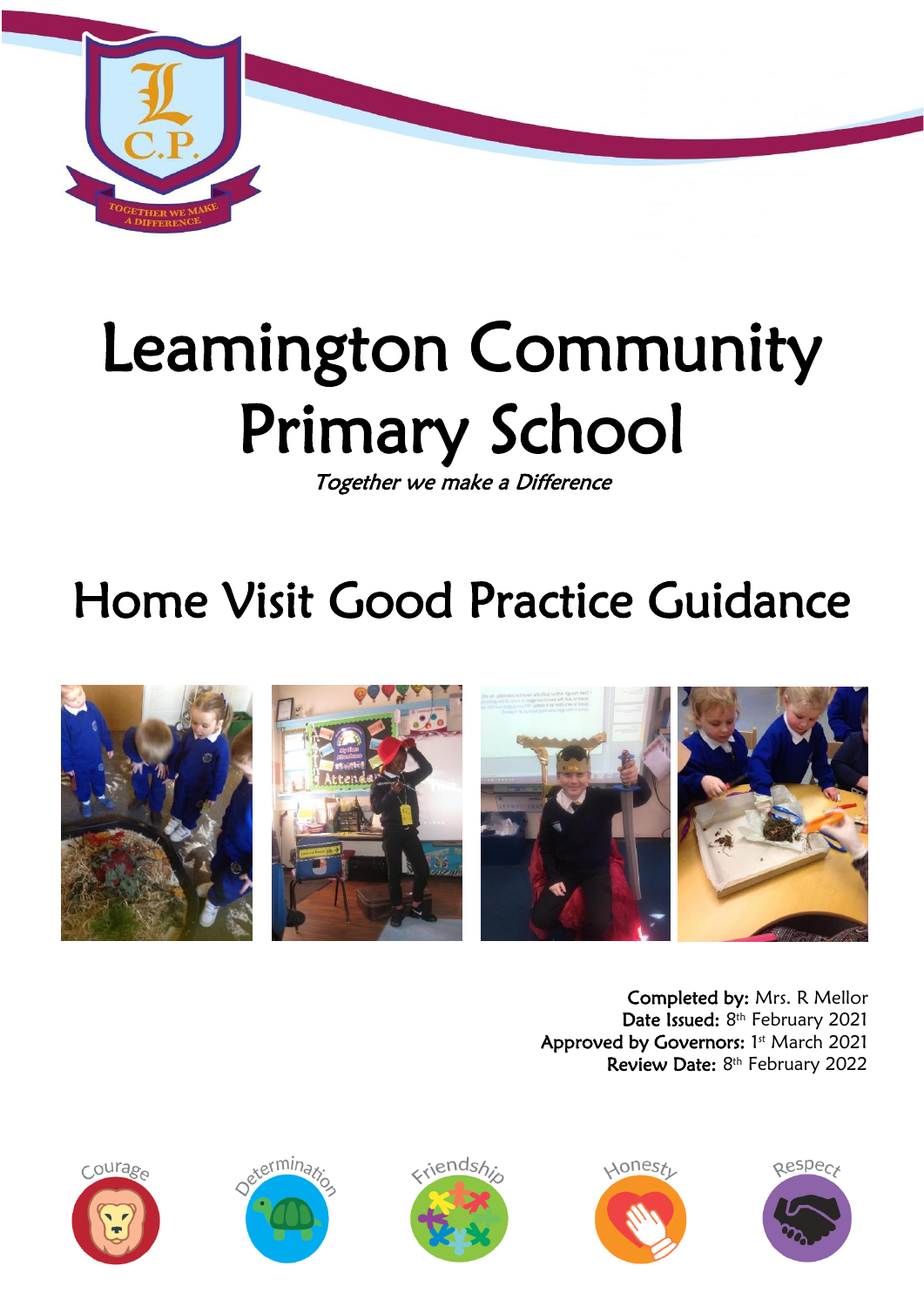# Leamington Community Primary School

*Together we make a Difference*

# Home Visit Good Practice Guidance

**Completed by:** Mrs. R Mellor
**Date Issued:** 8th February 2021
**Approved by Governors:** 1st March 2021
**Review Date:** 8th February 2022

Courage   Determination   Friendship   Honesty   Respect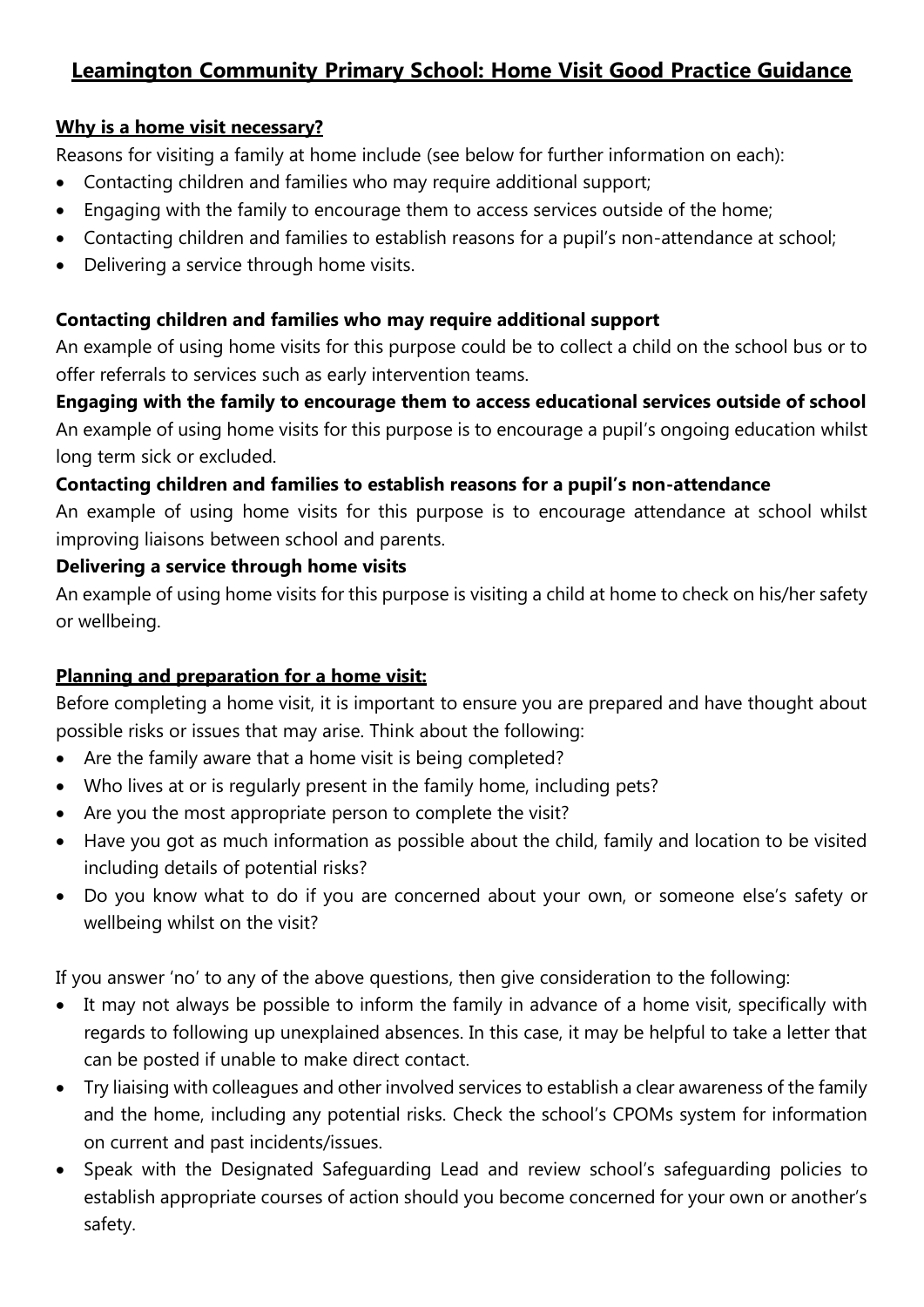# Leamington Community Primary School: Home Visit Good Practice Guidance

## Why is a home visit necessary?

Reasons for visiting a family at home include (see below for further information on each):

- Contacting children and families who may require additional support;
- Engaging with the family to encourage them to access services outside of the home;
- Contacting children and families to establish reasons for a pupil's non-attendance at school;
- Delivering a service through home visits.

### Contacting children and families who may require additional support

An example of using home visits for this purpose could be to collect a child on the school bus or to offer referrals to services such as early intervention teams.

### Engaging with the family to encourage them to access educational services outside of school

An example of using home visits for this purpose is to encourage a pupil's ongoing education whilst long term sick or excluded.

### Contacting children and families to establish reasons for a pupil's non-attendance

An example of using home visits for this purpose is to encourage attendance at school whilst improving liaisons between school and parents.

### Delivering a service through home visits

An example of using home visits for this purpose is visiting a child at home to check on his/her safety or wellbeing.

## Planning and preparation for a home visit:

Before completing a home visit, it is important to ensure you are prepared and have thought about possible risks or issues that may arise. Think about the following:

- Are the family aware that a home visit is being completed?
- Who lives at or is regularly present in the family home, including pets?
- Are you the most appropriate person to complete the visit?
- Have you got as much information as possible about the child, family and location to be visited including details of potential risks?
- Do you know what to do if you are concerned about your own, or someone else's safety or wellbeing whilst on the visit?

If you answer 'no' to any of the above questions, then give consideration to the following:

- It may not always be possible to inform the family in advance of a home visit, specifically with regards to following up unexplained absences. In this case, it may be helpful to take a letter that can be posted if unable to make direct contact.
- Try liaising with colleagues and other involved services to establish a clear awareness of the family and the home, including any potential risks. Check the school's CPOMs system for information on current and past incidents/issues.
- Speak with the Designated Safeguarding Lead and review school's safeguarding policies to establish appropriate courses of action should you become concerned for your own or another's safety.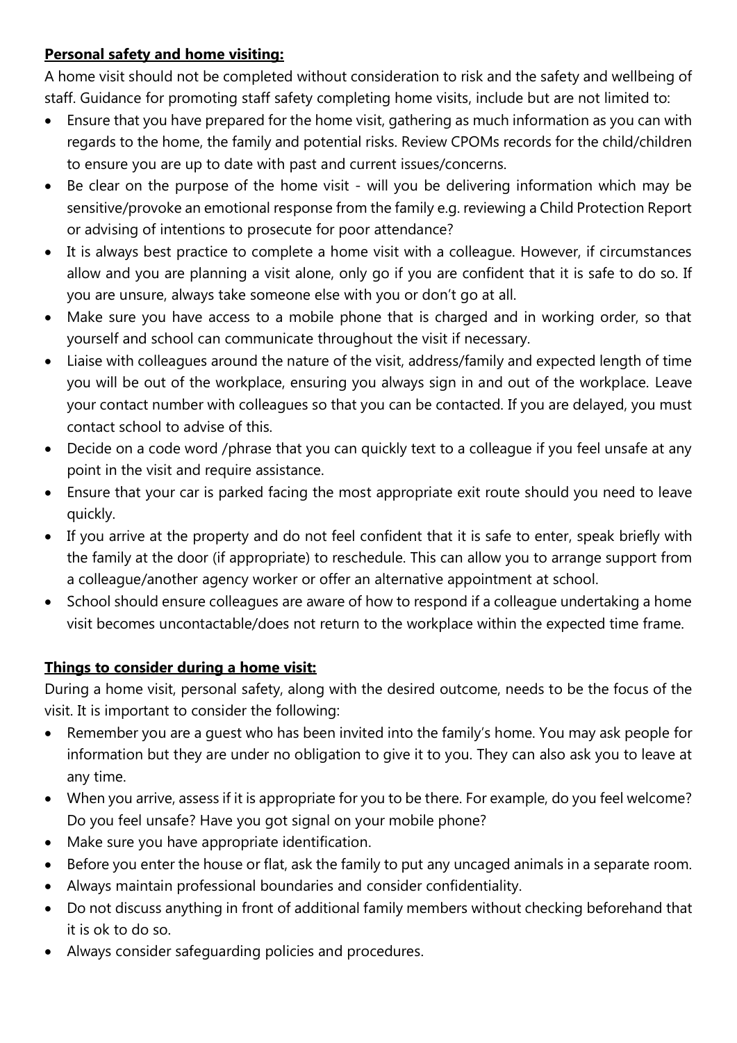**Personal safety and home visiting:**

A home visit should not be completed without consideration to risk and the safety and wellbeing of staff. Guidance for promoting staff safety completing home visits, include but are not limited to:

- Ensure that you have prepared for the home visit, gathering as much information as you can with regards to the home, the family and potential risks. Review CPOMs records for the child/children to ensure you are up to date with past and current issues/concerns.
- Be clear on the purpose of the home visit - will you be delivering information which may be sensitive/provoke an emotional response from the family e.g. reviewing a Child Protection Report or advising of intentions to prosecute for poor attendance?
- It is always best practice to complete a home visit with a colleague. However, if circumstances allow and you are planning a visit alone, only go if you are confident that it is safe to do so. If you are unsure, always take someone else with you or don't go at all.
- Make sure you have access to a mobile phone that is charged and in working order, so that yourself and school can communicate throughout the visit if necessary.
- Liaise with colleagues around the nature of the visit, address/family and expected length of time you will be out of the workplace, ensuring you always sign in and out of the workplace. Leave your contact number with colleagues so that you can be contacted. If you are delayed, you must contact school to advise of this.
- Decide on a code word /phrase that you can quickly text to a colleague if you feel unsafe at any point in the visit and require assistance.
- Ensure that your car is parked facing the most appropriate exit route should you need to leave quickly.
- If you arrive at the property and do not feel confident that it is safe to enter, speak briefly with the family at the door (if appropriate) to reschedule. This can allow you to arrange support from a colleague/another agency worker or offer an alternative appointment at school.
- School should ensure colleagues are aware of how to respond if a colleague undertaking a home visit becomes uncontactable/does not return to the workplace within the expected time frame.

**Things to consider during a home visit:**

During a home visit, personal safety, along with the desired outcome, needs to be the focus of the visit. It is important to consider the following:

- Remember you are a guest who has been invited into the family's home. You may ask people for information but they are under no obligation to give it to you. They can also ask you to leave at any time.
- When you arrive, assess if it is appropriate for you to be there. For example, do you feel welcome? Do you feel unsafe? Have you got signal on your mobile phone?
- Make sure you have appropriate identification.
- Before you enter the house or flat, ask the family to put any uncaged animals in a separate room.
- Always maintain professional boundaries and consider confidentiality.
- Do not discuss anything in front of additional family members without checking beforehand that it is ok to do so.
- Always consider safeguarding policies and procedures.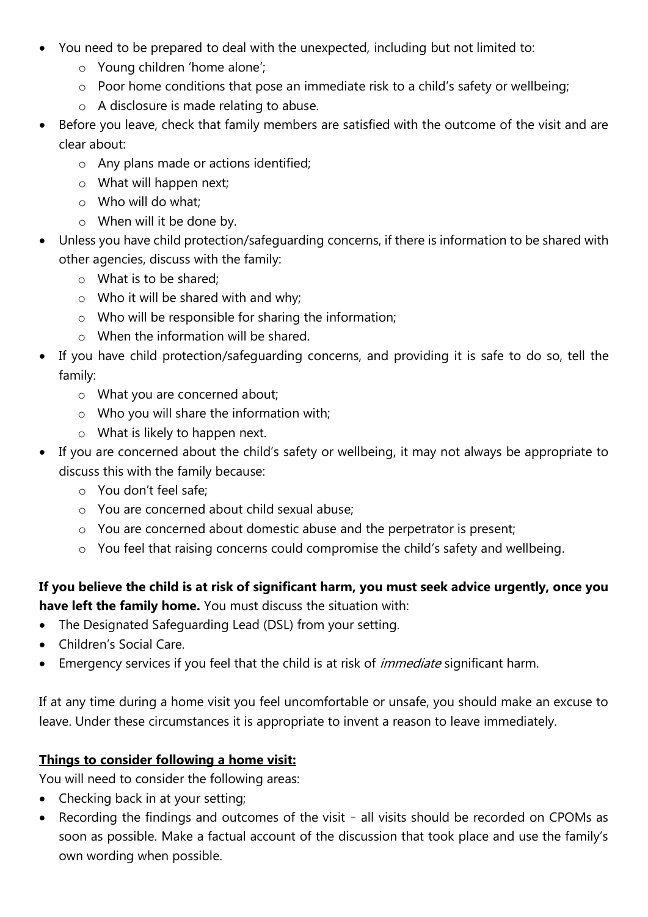- You need to be prepared to deal with the unexpected, including but not limited to:
  - Young children 'home alone';
  - Poor home conditions that pose an immediate risk to a child's safety or wellbeing;
  - A disclosure is made relating to abuse.
- Before you leave, check that family members are satisfied with the outcome of the visit and are clear about:
  - Any plans made or actions identified;
  - What will happen next;
  - Who will do what;
  - When will it be done by.
- Unless you have child protection/safeguarding concerns, if there is information to be shared with other agencies, discuss with the family:
  - What is to be shared;
  - Who it will be shared with and why;
  - Who will be responsible for sharing the information;
  - When the information will be shared.
- If you have child protection/safeguarding concerns, and providing it is safe to do so, tell the family:
  - What you are concerned about;
  - Who you will share the information with;
  - What is likely to happen next.
- If you are concerned about the child's safety or wellbeing, it may not always be appropriate to discuss this with the family because:
  - You don't feel safe;
  - You are concerned about child sexual abuse;
  - You are concerned about domestic abuse and the perpetrator is present;
  - You feel that raising concerns could compromise the child's safety and wellbeing.

**If you believe the child is at risk of significant harm, you must seek advice urgently, once you have left the family home.** You must discuss the situation with:

- The Designated Safeguarding Lead (DSL) from your setting.
- Children's Social Care.
- Emergency services if you feel that the child is at risk of *immediate* significant harm.

If at any time during a home visit you feel uncomfortable or unsafe, you should make an excuse to leave. Under these circumstances it is appropriate to invent a reason to leave immediately.

**Things to consider following a home visit:**

You will need to consider the following areas:

- Checking back in at your setting;
- Recording the findings and outcomes of the visit – all visits should be recorded on CPOMs as soon as possible. Make a factual account of the discussion that took place and use the family's own wording when possible.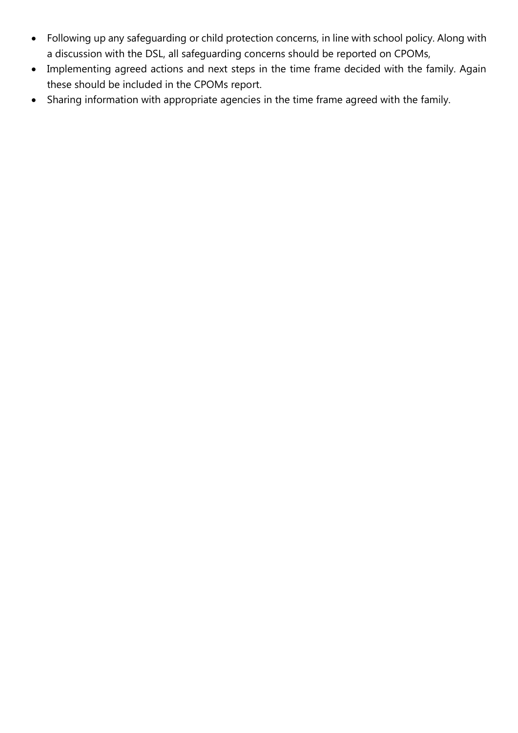- Following up any safeguarding or child protection concerns, in line with school policy. Along with a discussion with the DSL, all safeguarding concerns should be reported on CPOMs,
- Implementing agreed actions and next steps in the time frame decided with the family. Again these should be included in the CPOMs report.
- Sharing information with appropriate agencies in the time frame agreed with the family.